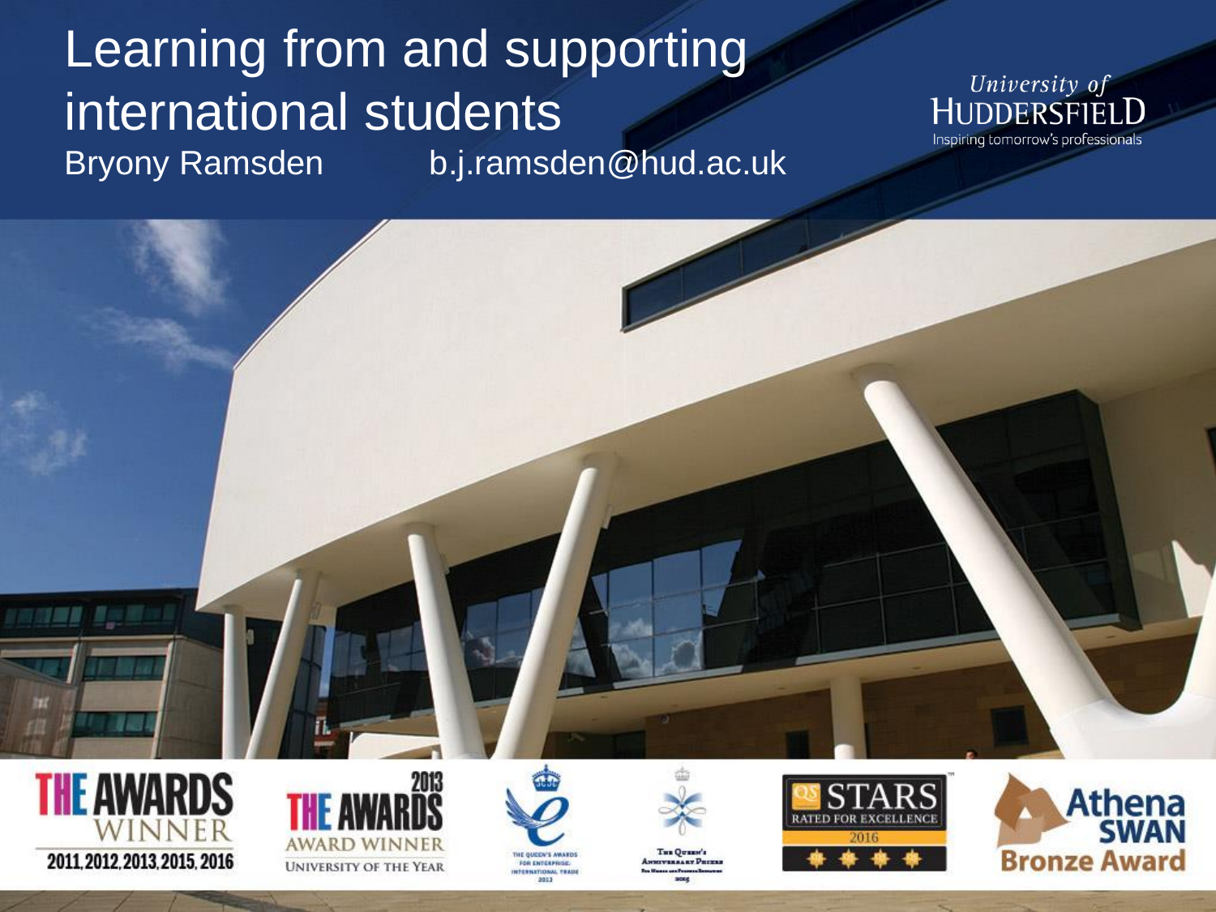# Learning from and supporting international students

Bryony Ramsden b.j.ramsden@hud.ac.uk

University of Huddersfield
Inspiring tomorrow's professionals

THE AWARDS WINNER 2011, 2012, 2013, 2015, 2016

2013 THE AWARDS AWARD WINNER UNIVERSITY OF THE YEAR

THE QUEEN'S AWARDS FOR ENTERPRISE: INTERNATIONAL TRADE 2013

The Queen's Anniversary Prizes

QS STARS RATED FOR EXCELLENCE 2016

Athena SWAN Bronze Award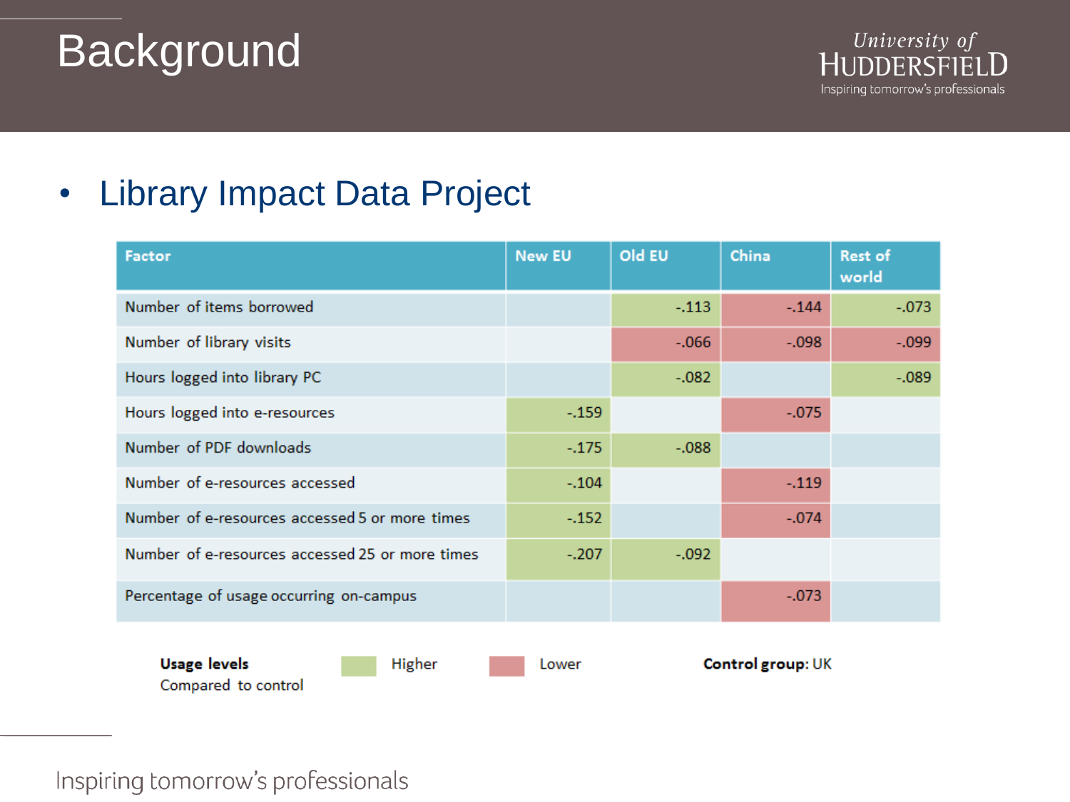# Background

- Library Impact Data Project

| Factor | New EU | Old EU | China | Rest of world |
|---|---|---|---|---|
| Number of items borrowed | | -.113 | -.144 | -.073 |
| Number of library visits | | -.066 | -.098 | -.099 |
| Hours logged into library PC | | -.082 | | -.089 |
| Hours logged into e-resources | -.159 | | -.075 | |
| Number of PDF downloads | -.175 | -.088 | | |
| Number of e-resources accessed | -.104 | | -.119 | |
| Number of e-resources accessed 5 or more times | -.152 | | -.074 | |
| Number of e-resources accessed 25 or more times | -.207 | -.092 | | |
| Percentage of usage occurring on-campus | | | -.073 | |

**Usage levels** Compared to control — Higher — Lower

**Control group**: UK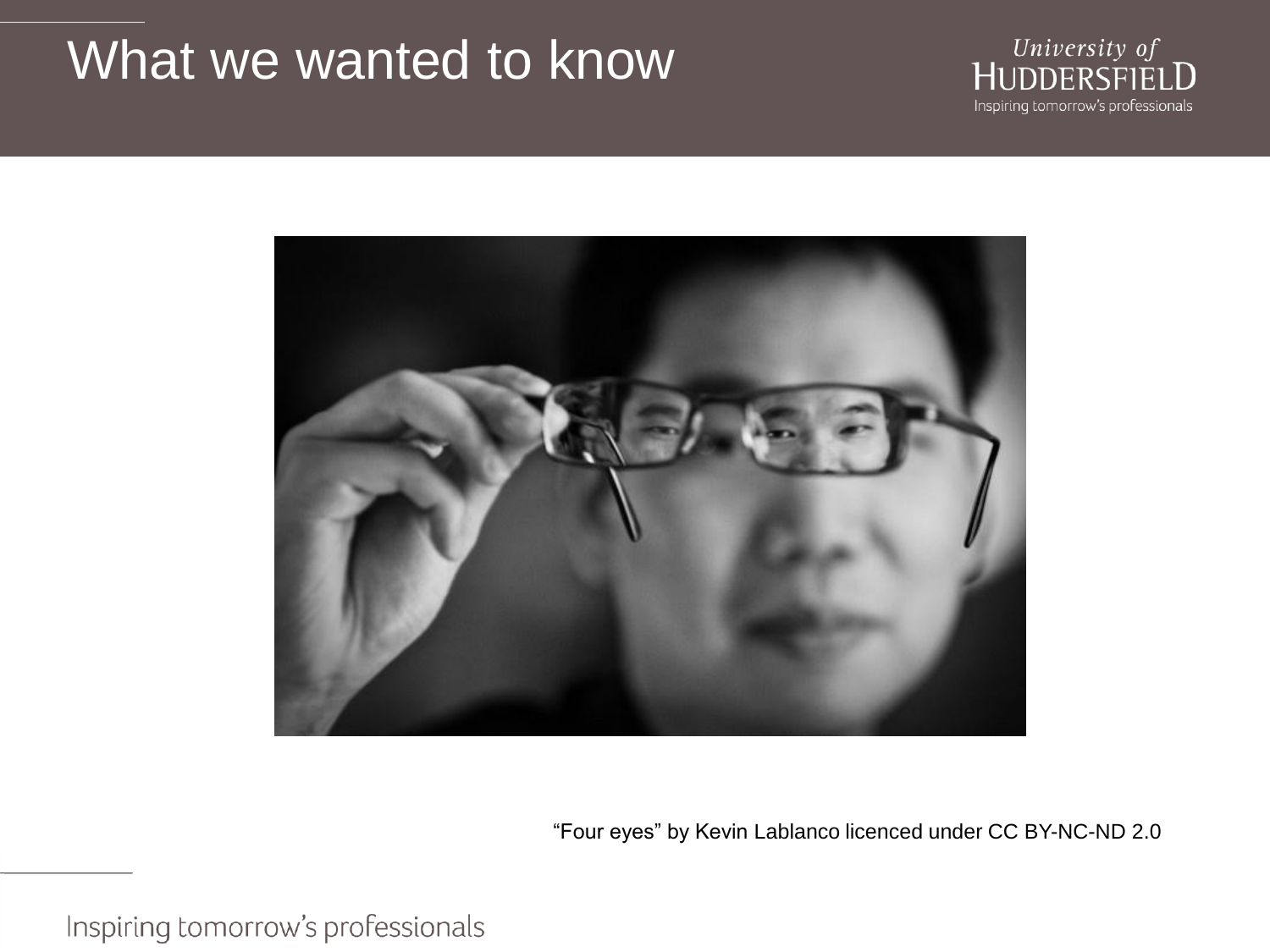# What we wanted to know

“Four eyes” by Kevin Lablanco licenced under CC BY-NC-ND 2.0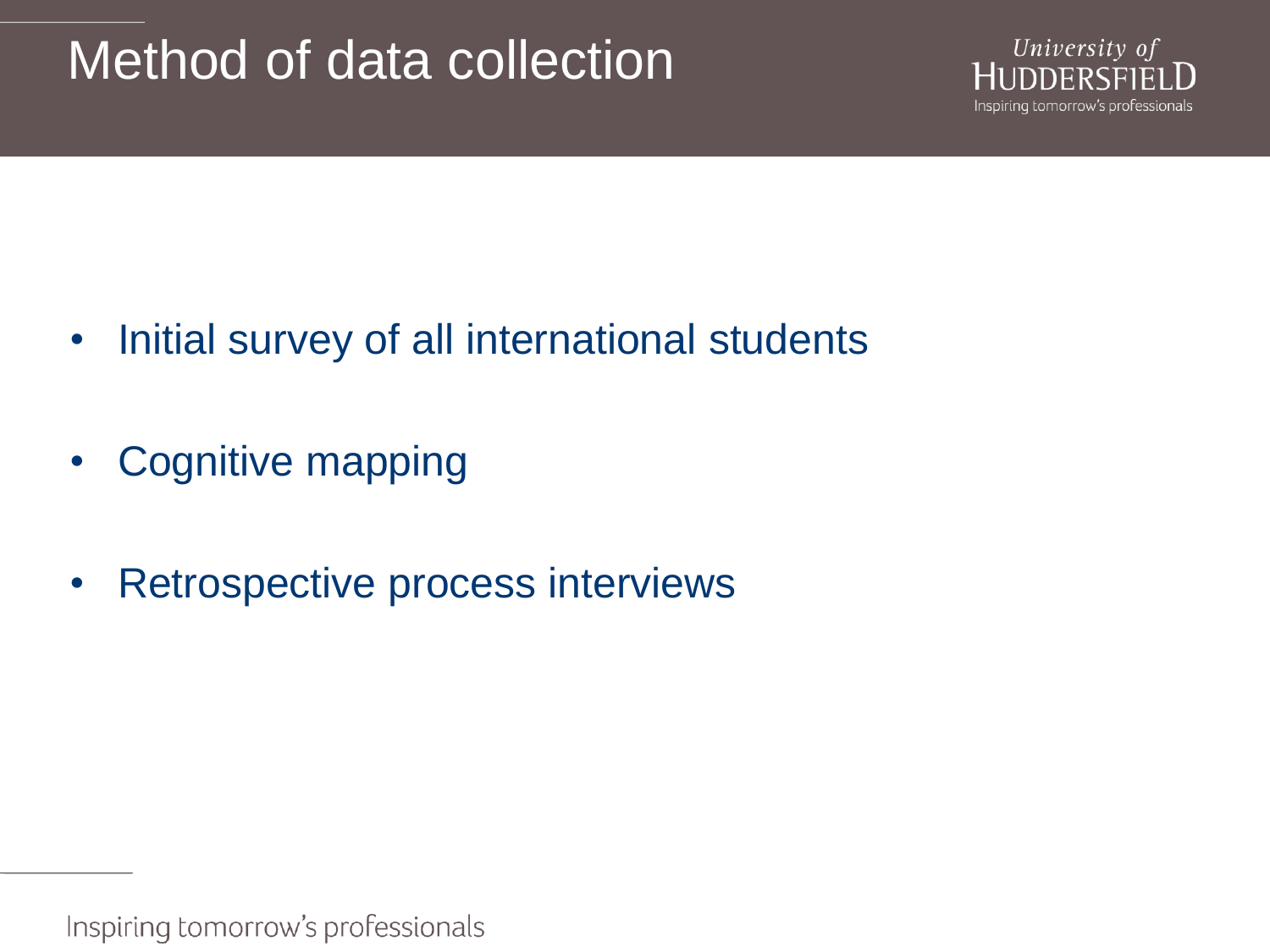# Method of data collection

- Initial survey of all international students
- Cognitive mapping
- Retrospective process interviews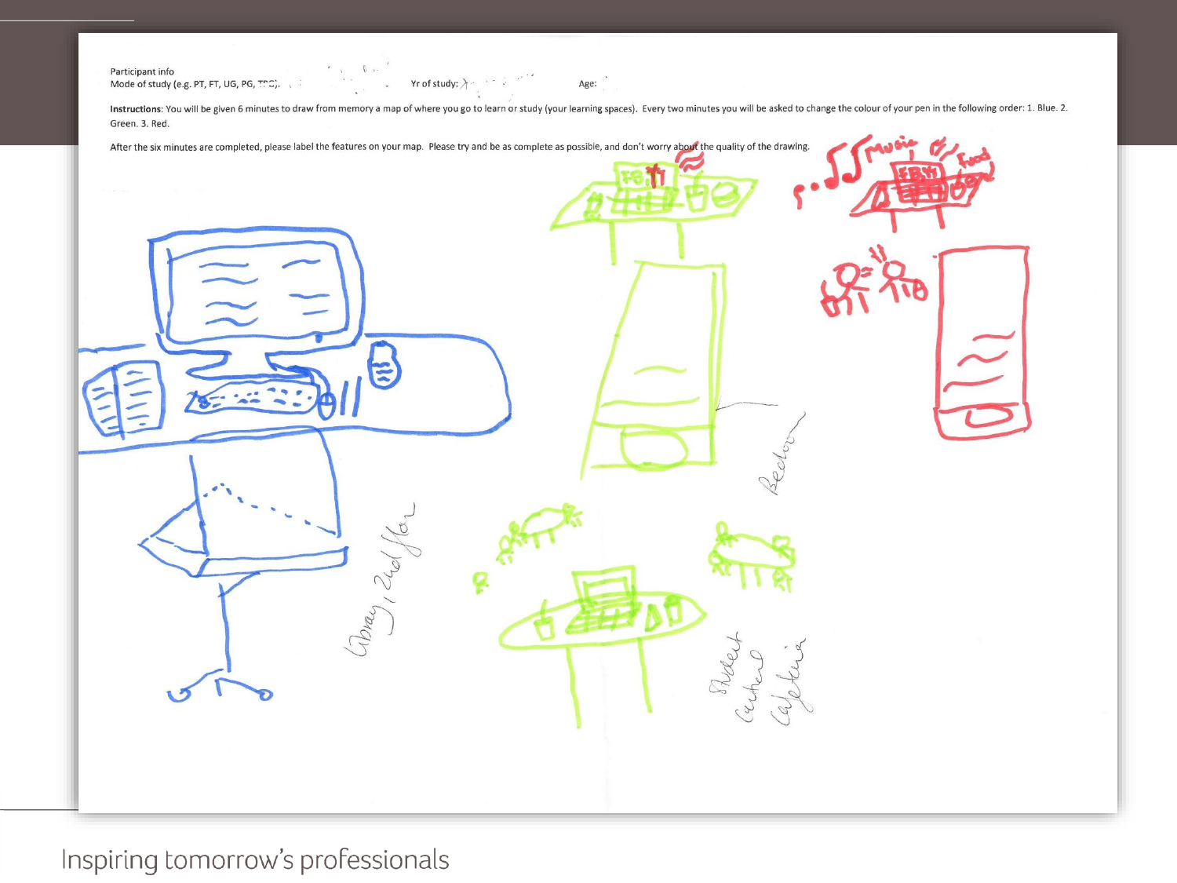Participant info

Mode of study (e.g. PT, FT, UG, PG, TPC): Yr of study: Age:

**Instructions**: You will be given 6 minutes to draw from memory a map of where you go to learn or study (your learning spaces). Every two minutes you will be asked to change the colour of your pen in the following order: 1. Blue. 2. Green. 3. Red.

After the six minutes are completed, please label the features on your map. Please try and be as complete as possible, and don't worry about the quality of the drawing.

Library, 2nd floor

Bedroom

Student Centre Cafeteria

Music

Food

Inspiring tomorrow's professionals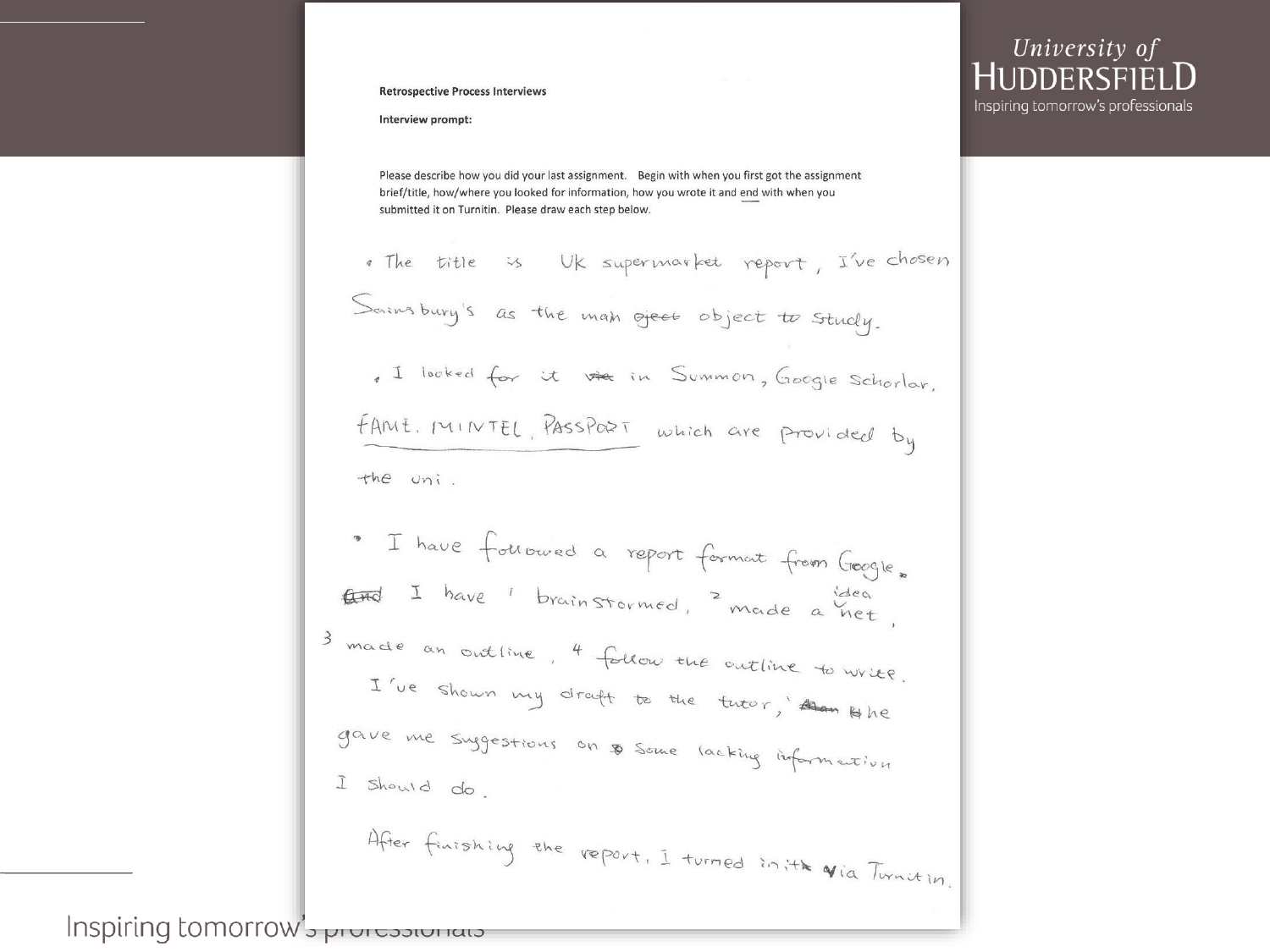**Retrospective Process Interviews**

**Interview prompt:**

Please describe how you did your last assignment. Begin with when you first got the assignment brief/title, how/where you looked for information, how you wrote it and end with when you submitted it on Turnitin. Please draw each step below.

- The title is UK supermarket report, I've chosen Sainsbury's as the main ~~oject~~ object to study.
- I looked for it ~~via~~ in Summon, Google Schorlar, FAME, MINTEL, PASSPORT which are provided by the uni.
- I have followed a report format from Google. ~~And~~ I have 1 brainstormed, 2 made a idea net, 3 made an outline, 4 follow the outline to write. I've shown my draft to the tutor, ~~than~~ she gave me suggestions on some lacking information I should do.

After finishing the report, I turned in it via Turnitin.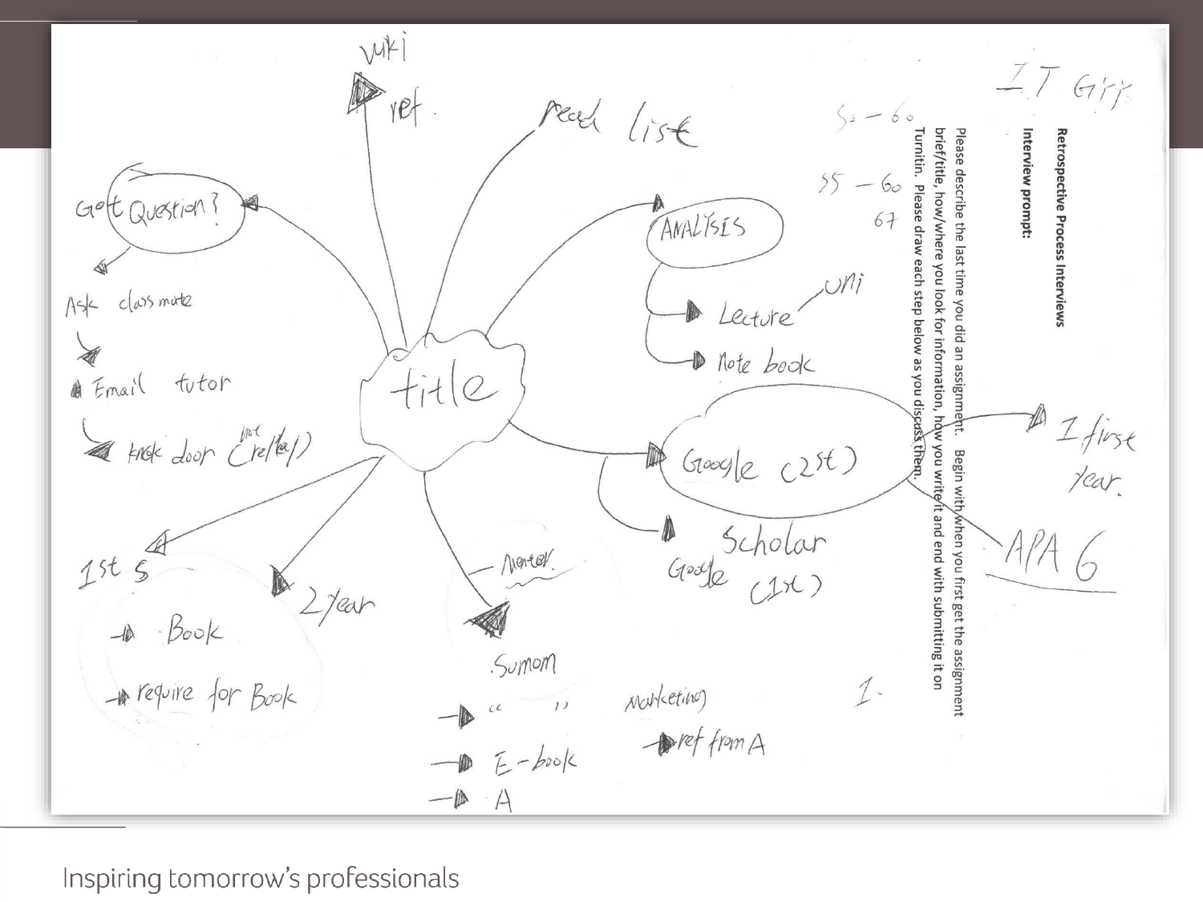**Retrospective Process Interviews**

**Interview prompt:**

Please describe the last time you did an assignment. Begin with when you first get the assignment brief/title, how/where you look for information, how you write it and end with submitting it on Turnitin. Please draw each step below as you discuss them.

I.T. Girl

50 – 60

55 – 60

67

title

- Got Question?
  - Ask classmate
  - Email tutor
  - knock door (1st Creha)
- wiki
  - ref.
- read list
- ANALYSIS
  - Lecture – uni
  - Note book
- Google (2st)
  - Scholar Google (1st)
  - I first year.
  - APA 6
- 1st S
  - Book
  - require for Book
- 2 year
- Mentor
  - Sumom
  - " "
  - E-book
  - A
- Marketing
  - ref from A

1.

Inspiring tomorrow's professionals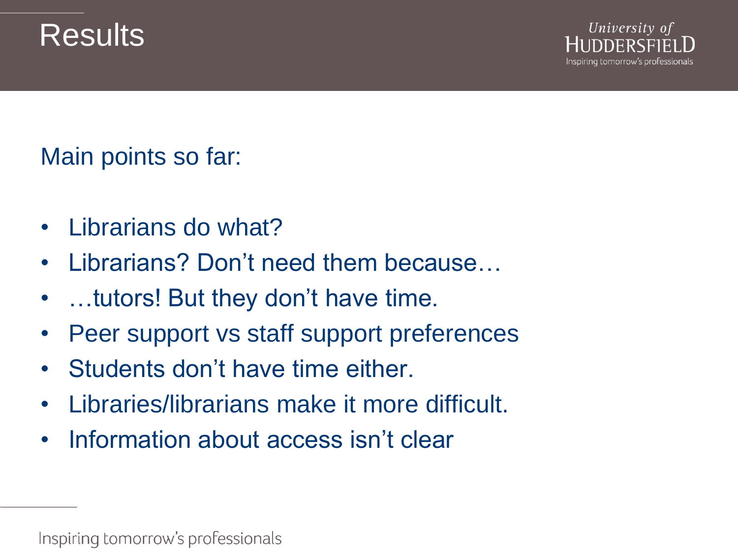# Results

Main points so far:

- Librarians do what?
- Librarians? Don't need them because…
- …tutors! But they don't have time.
- Peer support vs staff support preferences
- Students don't have time either.
- Libraries/librarians make it more difficult.
- Information about access isn't clear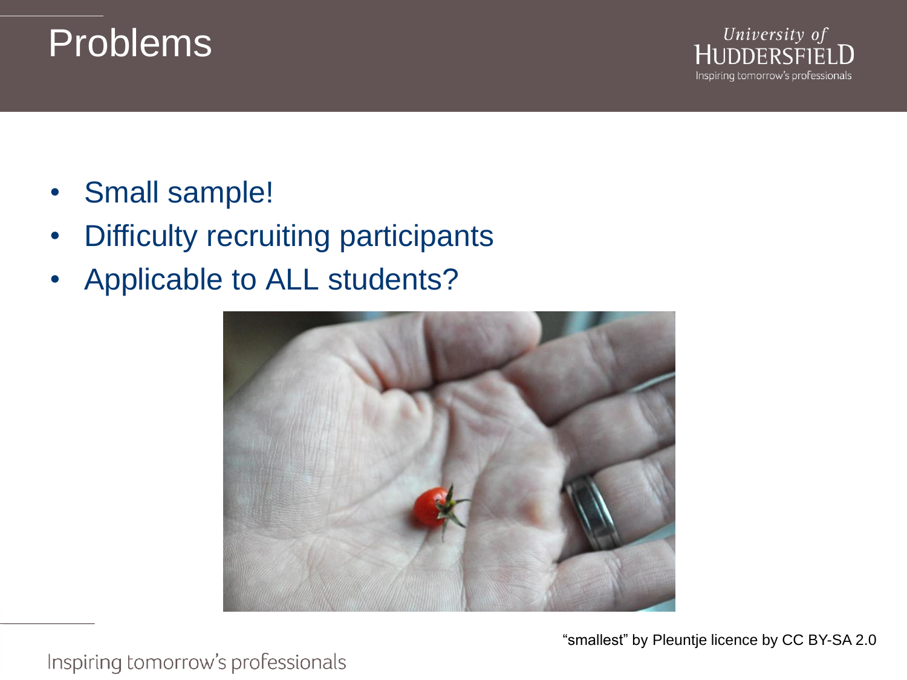# Problems

- Small sample!
- Difficulty recruiting participants
- Applicable to ALL students?

"smallest" by Pleuntje licence by CC BY-SA 2.0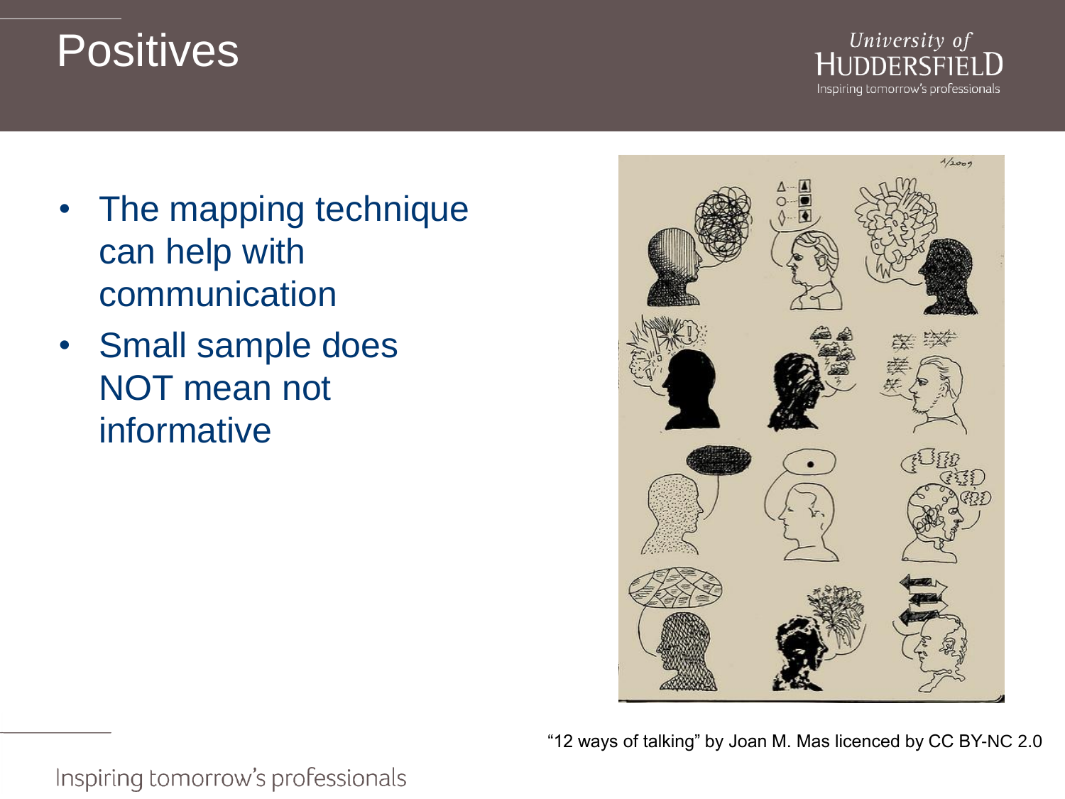# Positives

- The mapping technique can help with communication
- Small sample does NOT mean not informative

“12 ways of talking” by Joan M. Mas licenced by CC BY-NC 2.0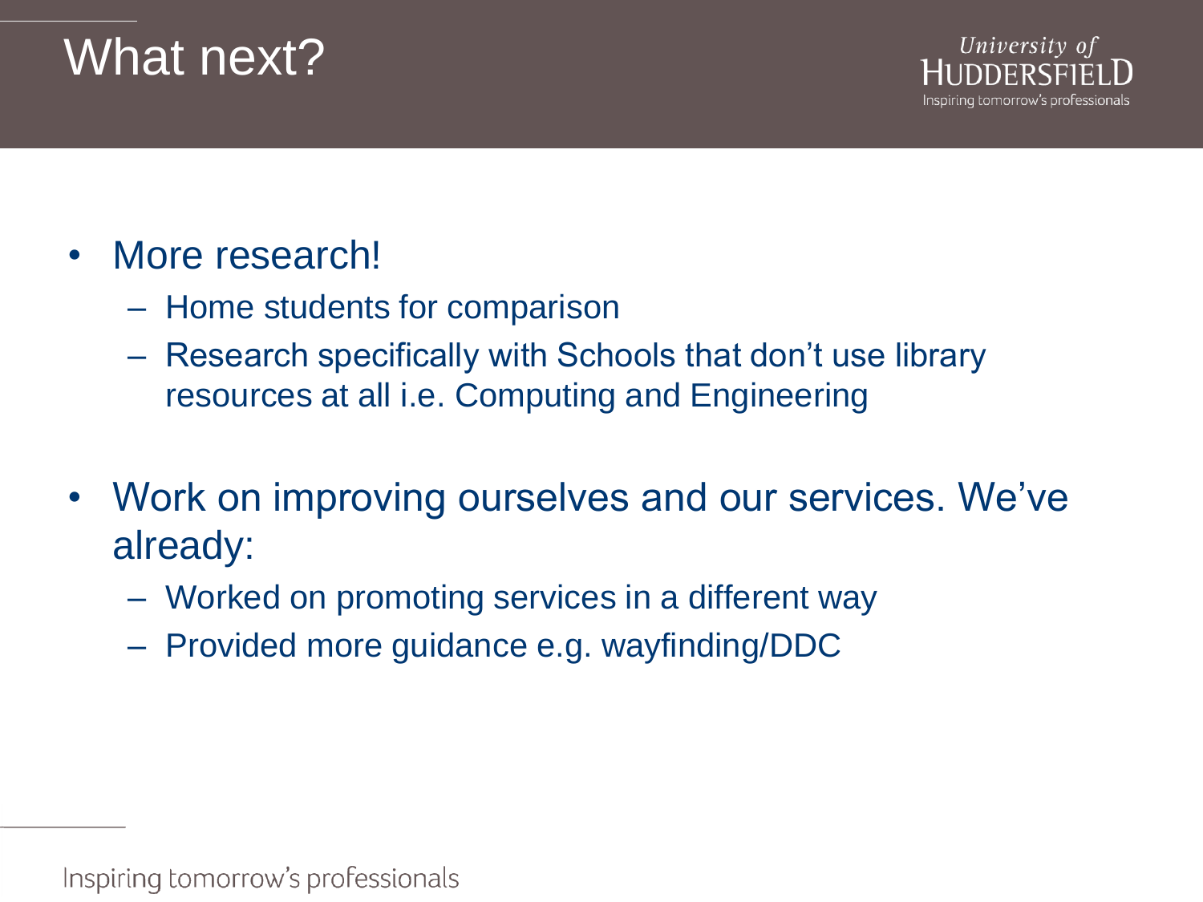# What next?

- More research!
  - Home students for comparison
  - Research specifically with Schools that don't use library resources at all i.e. Computing and Engineering

- Work on improving ourselves and our services. We've already:
  - Worked on promoting services in a different way
  - Provided more guidance e.g. wayfinding/DDC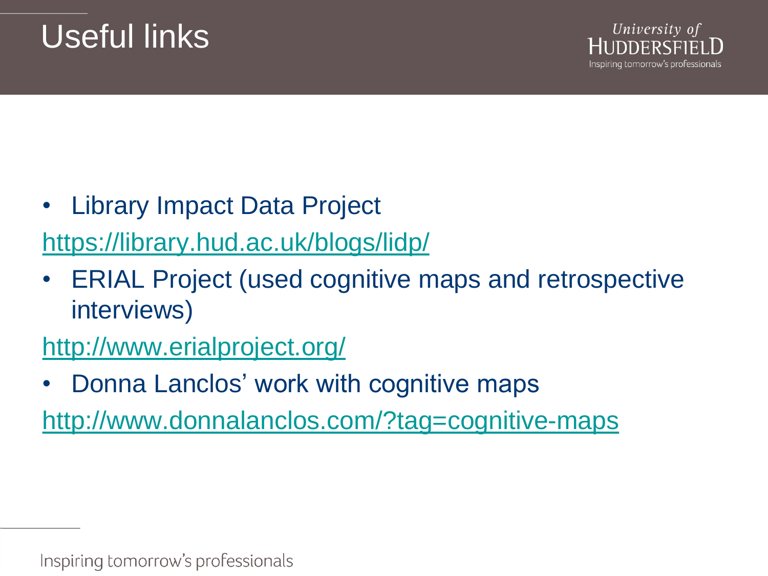# Useful links

- Library Impact Data Project

https://library.hud.ac.uk/blogs/lidp/

- ERIAL Project (used cognitive maps and retrospective interviews)

http://www.erialproject.org/

- Donna Lanclos' work with cognitive maps

http://www.donnalanclos.com/?tag=cognitive-maps